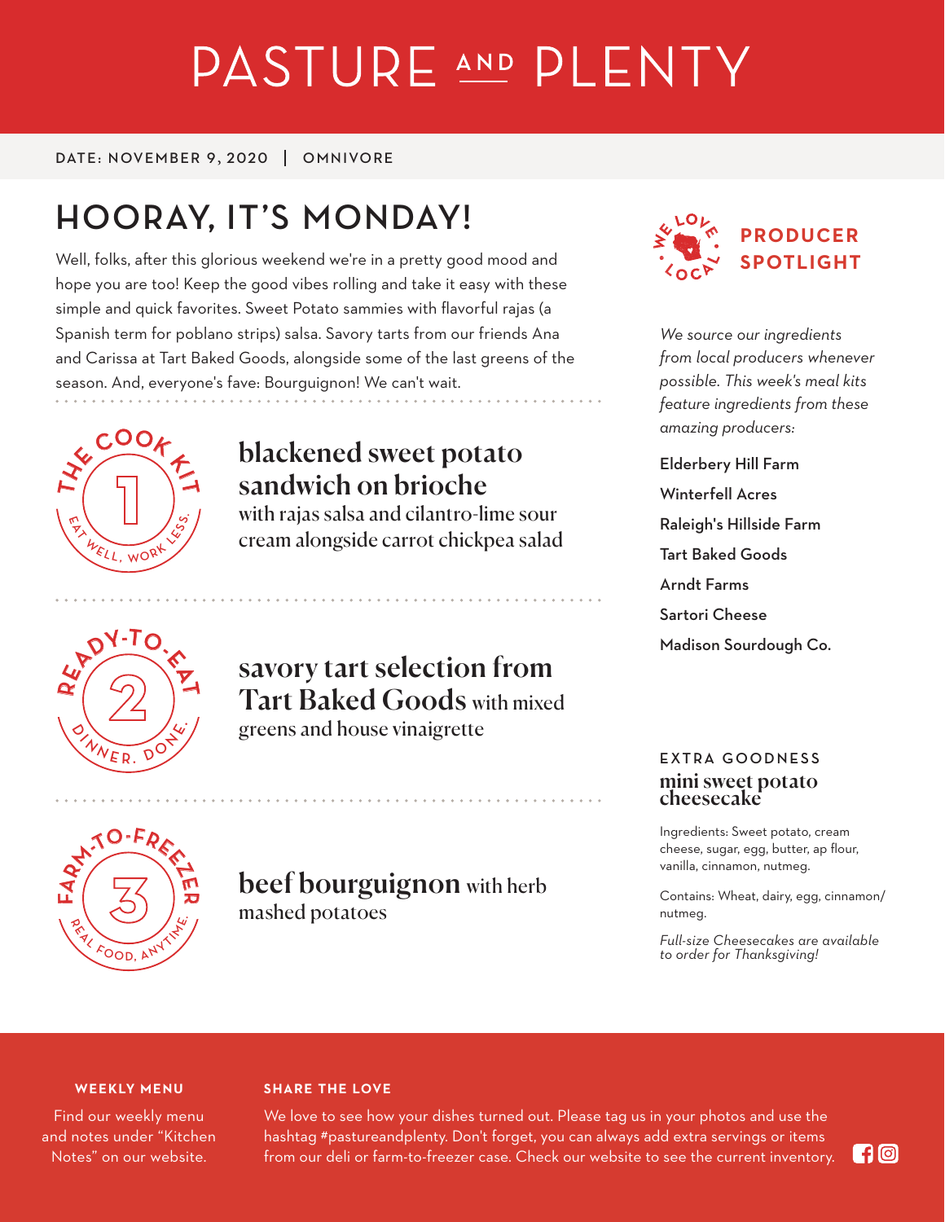# PASTURE AND PLENTY

DATE: NOVEMBER 9, 2020 | OMNIVORE

## HOORAY, IT'S MONDAY!

Well, folks, after this glorious weekend we're in a pretty good mood and hope you are too! Keep the good vibes rolling and take it easy with these simple and quick favorites. Sweet Potato sammies with flavorful rajas (a Spanish term for poblano strips) salsa. Savory tarts from our friends Ana and Carissa at Tart Baked Goods, alongside some of the last greens of the season. And, everyone's fave: Bourguignon! We can't wait.

THE COOK KIT · 1 · EAT WELL, WORK LESS.

### blackened sweet potato sandwich on brioche

with rajas salsa and cilantro-lime sour cream alongside carrot chickpea salad

READY-TO-EAT · 2 · DINNER. DONE.

### savory tart selection from Tart Baked Goods with mixed greens and house vinaigrette

FARM-TO-FREEZER · 3 · REAL FOOD, ANYTIME.

### beef bourguignon with herb mashed potatoes

WE LOVE LOCAL

## PRODUCER SPOTLIGHT

*We source our ingredients from local producers whenever possible. This week's meal kits feature ingredients from these amazing producers:*

- Elderberry Hill Farm
- Winterfell Acres
- Raleigh's Hillside Farm
- Tart Baked Goods
- Arndt Farms
- Sartori Cheese
- Madison Sourdough Co.

EXTRA GOODNESS

### mini sweet potato cheesecake

Ingredients: Sweet potato, cream cheese, sugar, egg, butter, ap flour, vanilla, cinnamon, nutmeg.

Contains: Wheat, dairy, egg, cinnamon/nutmeg.

*Full-size Cheesecakes are available to order for Thanksgiving!*

**WEEKLY MENU**

Find our weekly menu and notes under "Kitchen Notes" on our website.

**SHARE THE LOVE**

We love to see how your dishes turned out. Please tag us in your photos and use the hashtag #pastureandplenty. Don't forget, you can always add extra servings or items from our deli or farm-to-freezer case. Check our website to see the current inventory.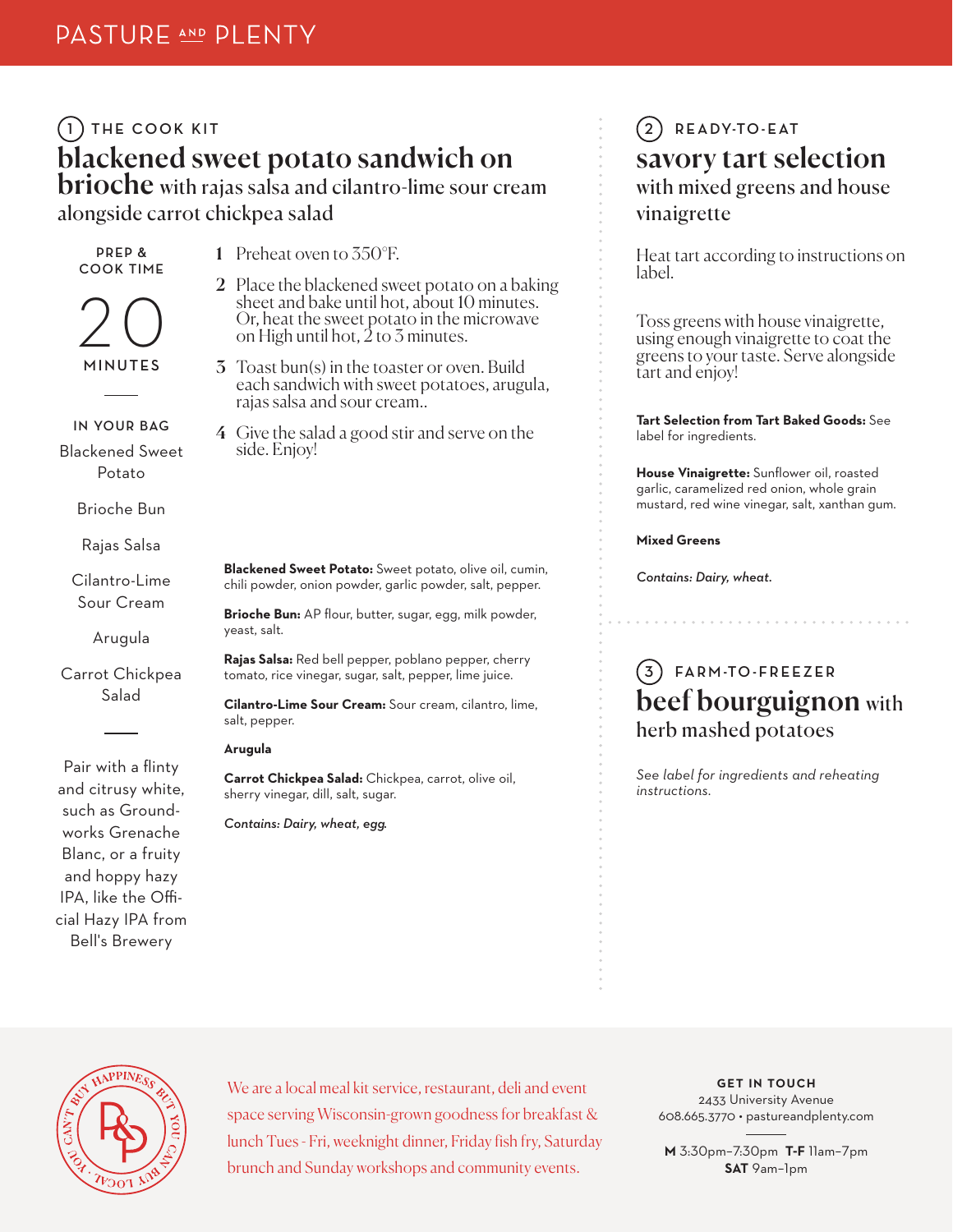PASTURE AND PLENTY

## 1 THE COOK KIT

# blackened sweet potato sandwich on brioche with rajas salsa and cilantro-lime sour cream alongside carrot chickpea salad

**PREP & COOK TIME**

20

**MINUTES**

**IN YOUR BAG**

Blackened Sweet Potato

Brioche Bun

Rajas Salsa

Cilantro-Lime Sour Cream

Arugula

Carrot Chickpea Salad

Pair with a flinty and citrusy white, such as Groundworks Grenache Blanc, or a fruity and hoppy hazy IPA, like the Official Hazy IPA from Bell's Brewery

1. Preheat oven to 350°F.
2. Place the blackened sweet potato on a baking sheet and bake until hot, about 10 minutes. Or, heat the sweet potato in the microwave on High until hot, 2 to 3 minutes.
3. Toast bun(s) in the toaster or oven. Build each sandwich with sweet potatoes, arugula, rajas salsa and sour cream..
4. Give the salad a good stir and serve on the side. Enjoy!

**Blackened Sweet Potato:** Sweet potato, olive oil, cumin, chili powder, onion powder, garlic powder, salt, pepper.

**Brioche Bun:** AP flour, butter, sugar, egg, milk powder, yeast, salt.

**Rajas Salsa:** Red bell pepper, poblano pepper, cherry tomato, rice vinegar, sugar, salt, pepper, lime juice.

**Cilantro-Lime Sour Cream:** Sour cream, cilantro, lime, salt, pepper.

**Arugula**

**Carrot Chickpea Salad:** Chickpea, carrot, olive oil, sherry vinegar, dill, salt, sugar.

*Contains: Dairy, wheat, egg.*

## 2 READY-TO-EAT

# savory tart selection with mixed greens and house vinaigrette

Heat tart according to instructions on label.

Toss greens with house vinaigrette, using enough vinaigrette to coat the greens to your taste. Serve alongside tart and enjoy!

**Tart Selection from Tart Baked Goods:** See label for ingredients.

**House Vinaigrette:** Sunflower oil, roasted garlic, caramelized red onion, whole grain mustard, red wine vinegar, salt, xanthan gum.

**Mixed Greens**

*Contains: Dairy, wheat.*

## 3 FARM-TO-FREEZER

# beef bourguignon with herb mashed potatoes

*See label for ingredients and reheating instructions.*

We are a local meal kit service, restaurant, deli and event space serving Wisconsin-grown goodness for breakfast & lunch Tues - Fri, weeknight dinner, Friday fish fry, Saturday brunch and Sunday workshops and community events.

**GET IN TOUCH**
2433 University Avenue
608.665.3770 • pastureandplenty.com

**M** 3:30pm–7:30pm **T-F** 11am–7pm
**SAT** 9am–1pm